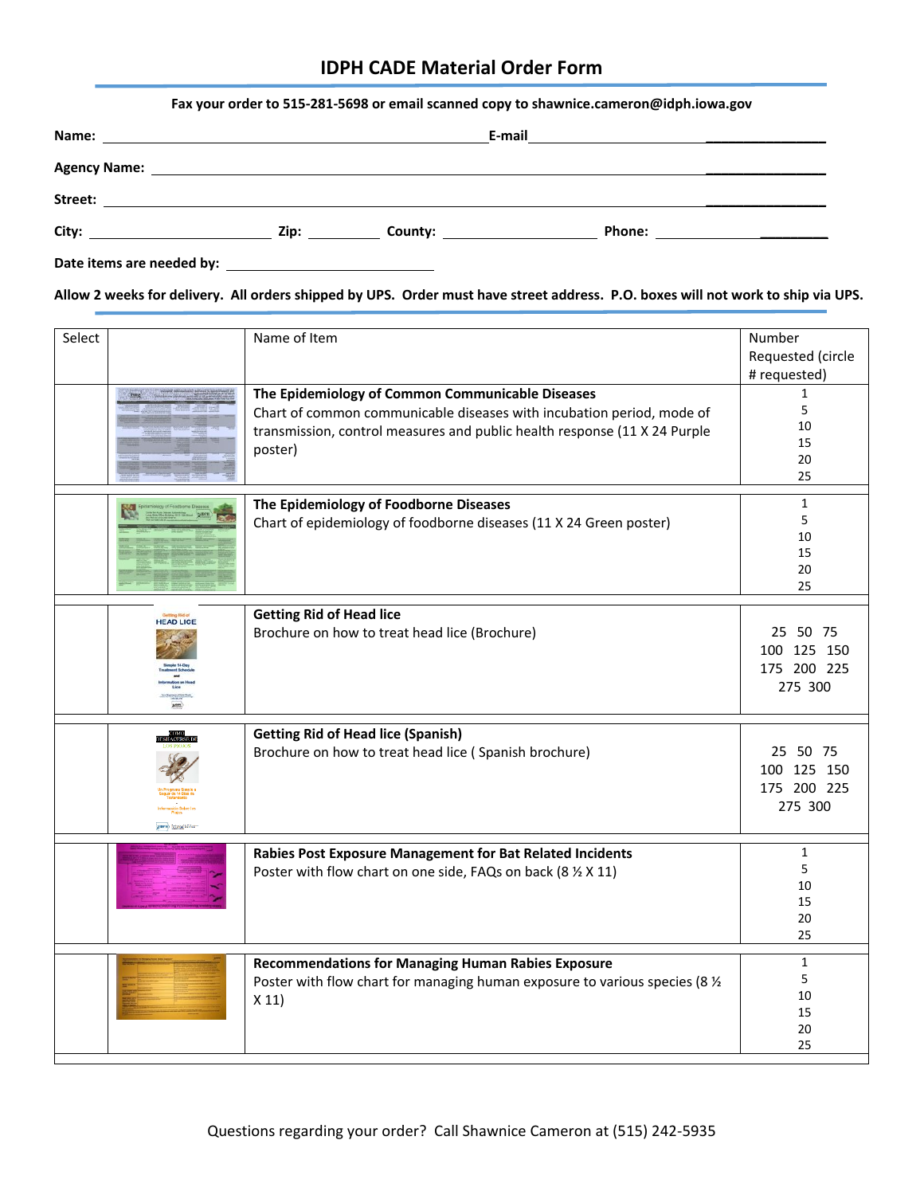# IDPH CADE Material Order Form

**Fax your order to 515-281-5698 or email scanned copy to shawnice.cameron@idph.iowa.gov**

**Name:** ______________________________ **E-mail** ______________________________

**Agency Name:** ____________________________________________________________

**Street:** ____________________________________________________________

**City:** ________________ **Zip:** ________ **County:** ________________ **Phone:** ________________

**Date items are needed by:** ____________________

**Allow 2 weeks for delivery. All orders shipped by UPS. Order must have street address. P.O. boxes will not work to ship via UPS.**

| Select | | Name of Item | Number Requested (circle # requested) |
|---|---|---|---|
| | | **The Epidemiology of Common Communicable Diseases**<br>Chart of common communicable diseases with incubation period, mode of transmission, control measures and public health response (11 X 24 Purple poster) | 1<br>5<br>10<br>15<br>20<br>25 |
| | | **The Epidemiology of Foodborne Diseases**<br>Chart of epidemiology of foodborne diseases (11 X 24 Green poster) | 1<br>5<br>10<br>15<br>20<br>25 |
| | | **Getting Rid of Head lice**<br>Brochure on how to treat head lice (Brochure) | 25 50 75<br>100 125 150<br>175 200 225<br>275 300 |
| | | **Getting Rid of Head lice (Spanish)**<br>Brochure on how to treat head lice ( Spanish brochure) | 25 50 75<br>100 125 150<br>175 200 225<br>275 300 |
| | | **Rabies Post Exposure Management for Bat Related Incidents**<br>Poster with flow chart on one side, FAQs on back (8 ½ X 11) | 1<br>5<br>10<br>15<br>20<br>25 |
| | | **Recommendations for Managing Human Rabies Exposure**<br>Poster with flow chart for managing human exposure to various species (8 ½ X 11) | 1<br>5<br>10<br>15<br>20<br>25 |

Questions regarding your order? Call Shawnice Cameron at (515) 242-5935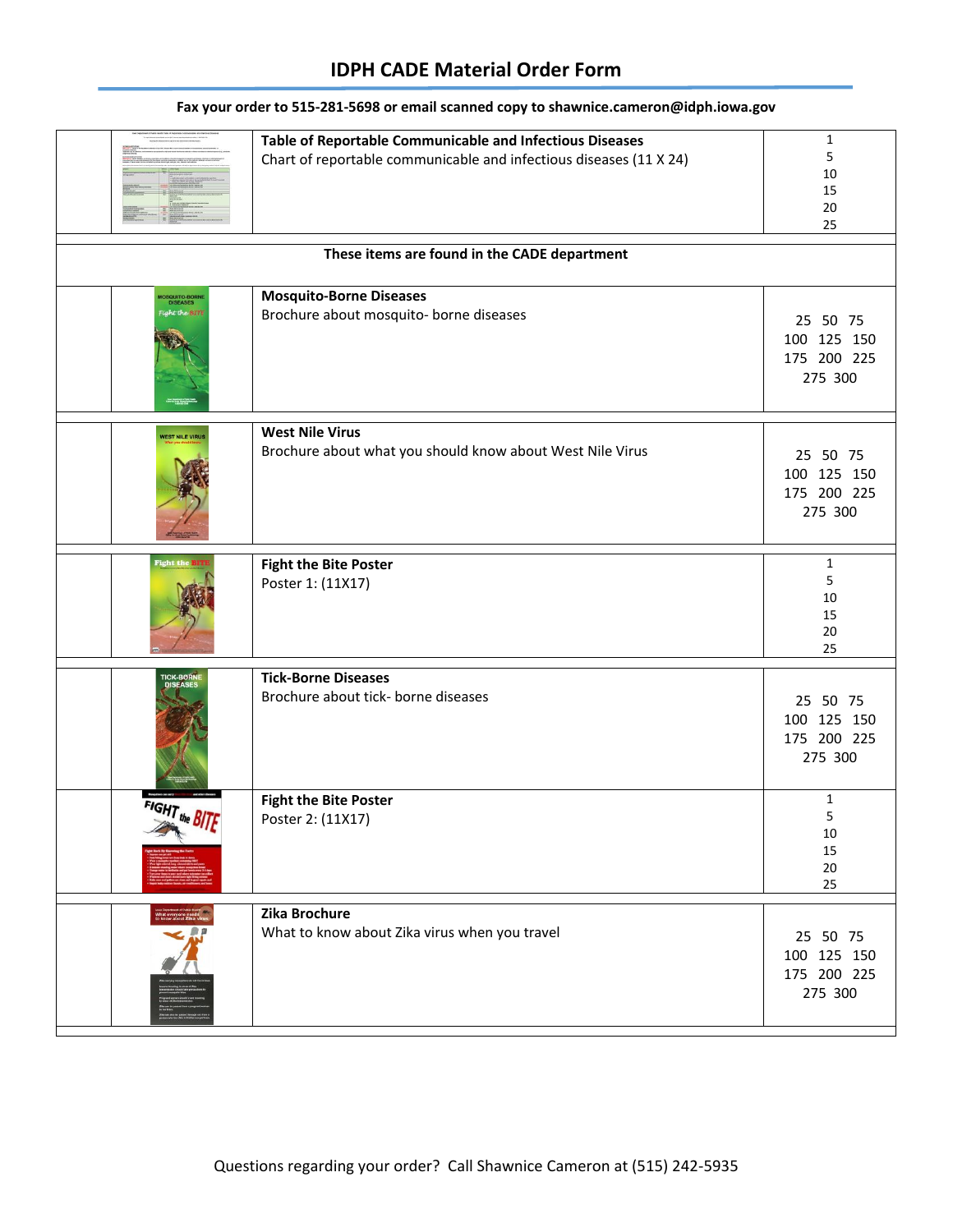# IDPH CADE Material Order Form

**Fax your order to 515-281-5698 or email scanned copy to shawnice.cameron@idph.iowa.gov**

| | | | |
|---|---|---|---|
| | | **Table of Reportable Communicable and Infectious Diseases**<br>Chart of reportable communicable and infectious diseases (11 X 24) | 1<br>5<br>10<br>15<br>20<br>25 |
| | | **These items are found in the CADE department** | |
| | | **Mosquito-Borne Diseases**<br>Brochure about mosquito- borne diseases | 25 50 75<br>100 125 150<br>175 200 225<br>275 300 |
| | | **West Nile Virus**<br>Brochure about what you should know about West Nile Virus | 25 50 75<br>100 125 150<br>175 200 225<br>275 300 |
| | | **Fight the Bite Poster**<br>Poster 1: (11X17) | 1<br>5<br>10<br>15<br>20<br>25 |
| | | **Tick-Borne Diseases**<br>Brochure about tick- borne diseases | 25 50 75<br>100 125 150<br>175 200 225<br>275 300 |
| | | **Fight the Bite Poster**<br>Poster 2: (11X17) | 1<br>5<br>10<br>15<br>20<br>25 |
| | | **Zika Brochure**<br>What to know about Zika virus when you travel | 25 50 75<br>100 125 150<br>175 200 225<br>275 300 |

Questions regarding your order? Call Shawnice Cameron at (515) 242-5935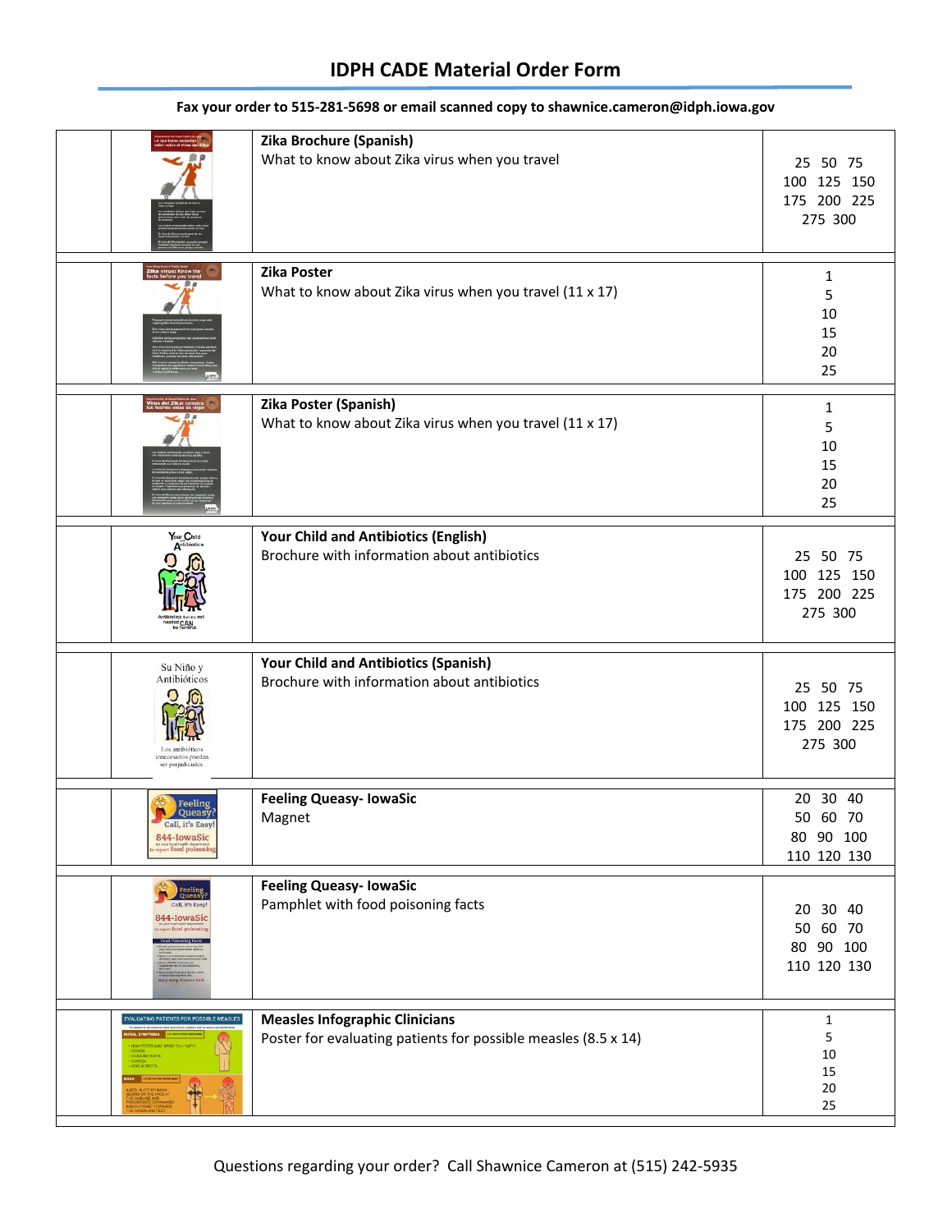## IDPH CADE Material Order Form

**Fax your order to 515-281-5698 or email scanned copy to shawnice.cameron@idph.iowa.gov**

| | | Item | Quantities |
|---|---|---|---|
| | | **Zika Brochure (Spanish)**<br>What to know about Zika virus when you travel | 25 50 75<br>100 125 150<br>175 200 225<br>275 300 |
| | | **Zika Poster**<br>What to know about Zika virus when you travel (11 x 17) | 1<br>5<br>10<br>15<br>20<br>25 |
| | | **Zika Poster (Spanish)**<br>What to know about Zika virus when you travel (11 x 17) | 1<br>5<br>10<br>15<br>20<br>25 |
| | | **Your Child and Antibiotics (English)**<br>Brochure with information about antibiotics | 25 50 75<br>100 125 150<br>175 200 225<br>275 300 |
| | | **Your Child and Antibiotics (Spanish)**<br>Brochure with information about antibiotics | 25 50 75<br>100 125 150<br>175 200 225<br>275 300 |
| | | **Feeling Queasy- IowaSic**<br>Magnet | 20 30 40<br>50 60 70<br>80 90 100<br>110 120 130 |
| | | **Feeling Queasy- IowaSic**<br>Pamphlet with food poisoning facts | 20 30 40<br>50 60 70<br>80 90 100<br>110 120 130 |
| | | **Measles Infographic Clinicians**<br>Poster for evaluating patients for possible measles (8.5 x 14) | 1<br>5<br>10<br>15<br>20<br>25 |

Questions regarding your order? Call Shawnice Cameron at (515) 242-5935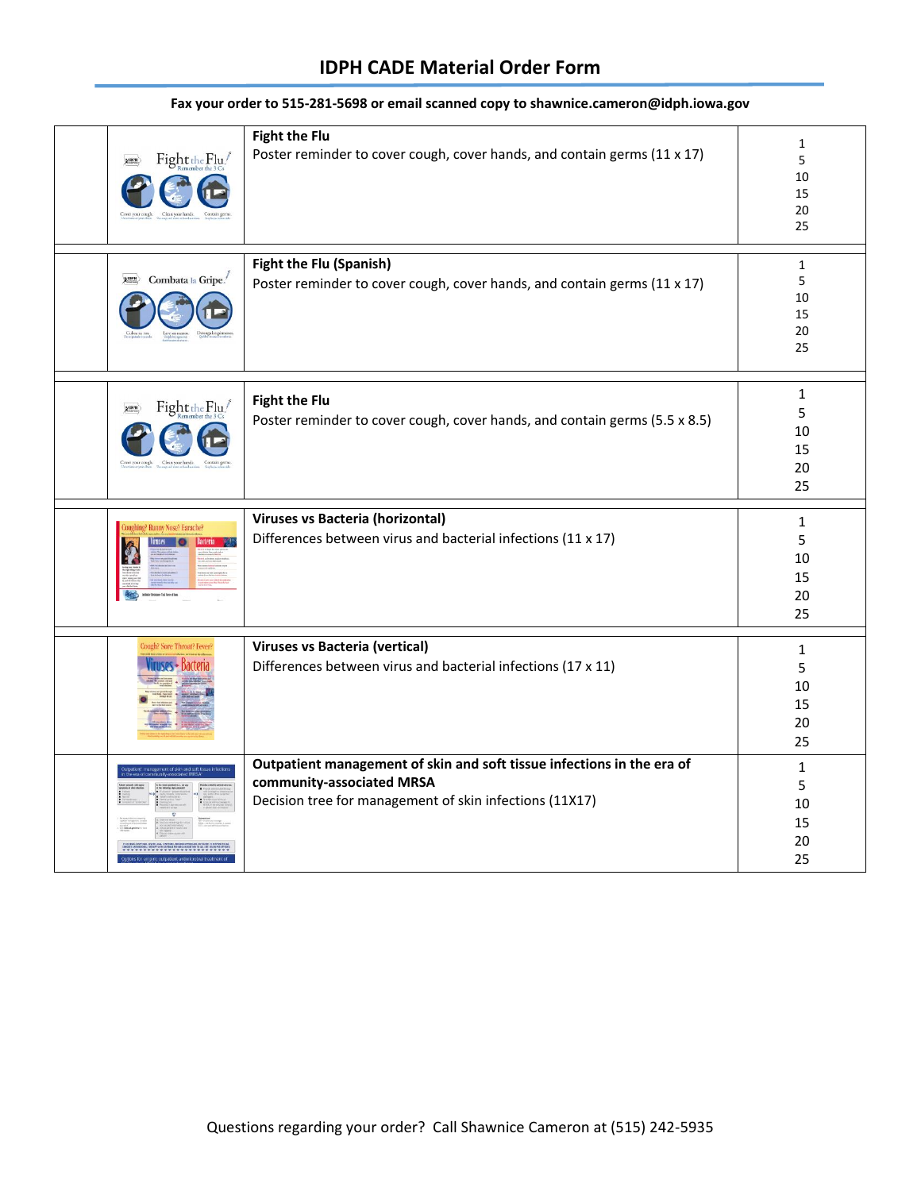# IDPH CADE Material Order Form

**Fax your order to 515-281-5698 or email scanned copy to shawnice.cameron@idph.iowa.gov**

| | | | |
|---|---|---|---|
| | | **Fight the Flu**<br>Poster reminder to cover cough, cover hands, and contain germs (11 x 17) | 1<br>5<br>10<br>15<br>20<br>25 |
| | | **Fight the Flu (Spanish)**<br>Poster reminder to cover cough, cover hands, and contain germs (11 x 17) | 1<br>5<br>10<br>15<br>20<br>25 |
| | | **Fight the Flu**<br>Poster reminder to cover cough, cover hands, and contain germs (5.5 x 8.5) | 1<br>5<br>10<br>15<br>20<br>25 |
| | | **Viruses vs Bacteria (horizontal)**<br>Differences between virus and bacterial infections (11 x 17) | 1<br>5<br>10<br>15<br>20<br>25 |
| | | **Viruses vs Bacteria (vertical)**<br>Differences between virus and bacterial infections (17 x 11) | 1<br>5<br>10<br>15<br>20<br>25 |
| | | **Outpatient management of skin and soft tissue infections in the era of community-associated MRSA**<br>Decision tree for management of skin infections (11X17) | 1<br>5<br>10<br>15<br>20<br>25 |

Questions regarding your order? Call Shawnice Cameron at (515) 242-5935